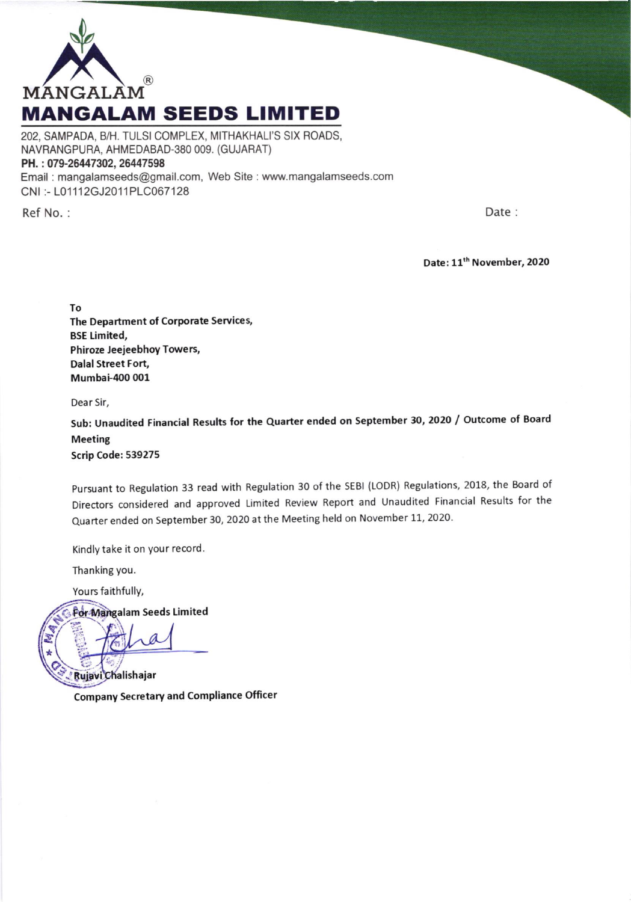MANGALAM®

# MANGALAM SEEDS LIMITED

202, SAMPADA, B/H. TULSI COMPLEX, MITHAKHALI'S SIX ROADS, NAVRANGPURA, AHMEDABAD-380 009. (GUJARAT)
**PH. : 079-26447302, 26447598**
Email : mangalamseeds@gmail.com, Web Site : www.mangalamseeds.com
CNI :- L01112GJ2011PLC067128

Ref No. :

Date :

**Date: 11th November, 2020**

**To**
**The Department of Corporate Services,**
**BSE Limited,**
**Phiroze Jeejeebhoy Towers,**
**Dalal Street Fort,**
**Mumbai-400 001**

Dear Sir,

**Sub: Unaudited Financial Results for the Quarter ended on September 30, 2020 / Outcome of Board Meeting**
**Scrip Code: 539275**

Pursuant to Regulation 33 read with Regulation 30 of the SEBI (LODR) Regulations, 2018, the Board of Directors considered and approved Limited Review Report and Unaudited Financial Results for the Quarter ended on September 30, 2020 at the Meeting held on November 11, 2020.

Kindly take it on your record.

Thanking you.

Yours faithfully,

**For Mangalam Seeds Limited**

**Rujavi Chalishajar**
**Company Secretary and Compliance Officer**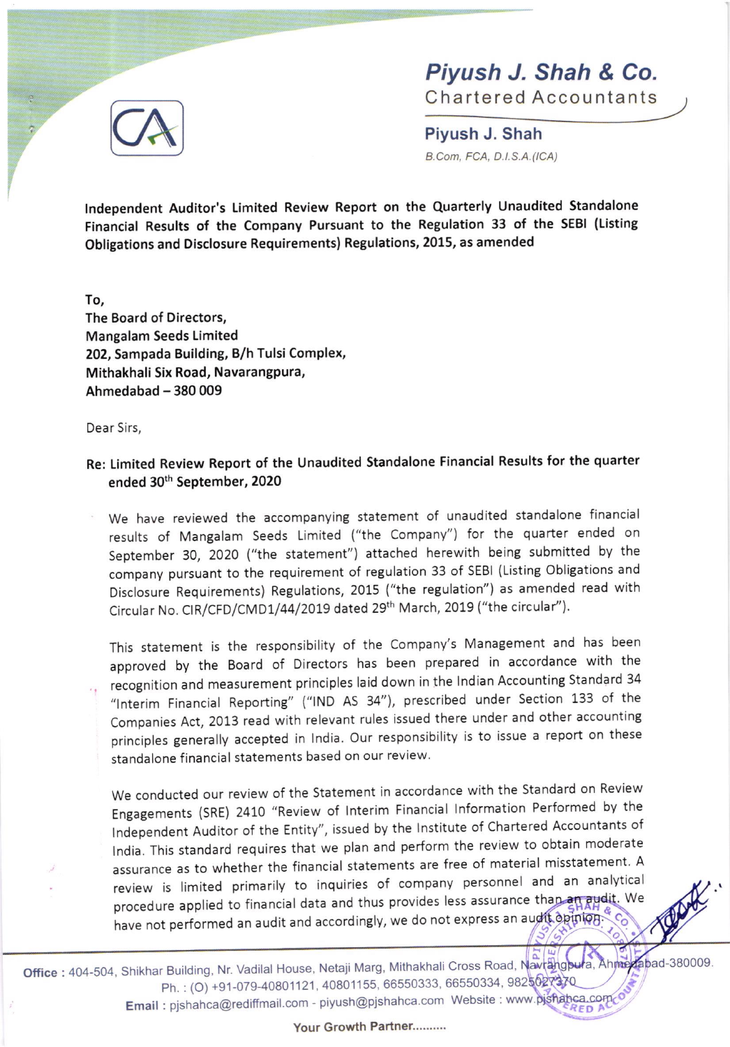Independent Auditor's Limited Review Report on the Quarterly Unaudited Standalone Financial Results of the Company Pursuant to the Regulation 33 of the SEBI (Listing Obligations and Disclosure Requirements) Regulations, 2015, as amended

**To,**
**The Board of Directors,**
**Mangalam Seeds Limited**
**202, Sampada Building, B/h Tulsi Complex,**
**Mithakhali Six Road, Navarangpura,**
**Ahmedabad – 380 009**

Dear Sirs,

**Re: Limited Review Report of the Unaudited Standalone Financial Results for the quarter ended 30th September, 2020**

We have reviewed the accompanying statement of unaudited standalone financial results of Mangalam Seeds Limited ("the Company") for the quarter ended on September 30, 2020 ("the statement") attached herewith being submitted by the company pursuant to the requirement of regulation 33 of SEBI (Listing Obligations and Disclosure Requirements) Regulations, 2015 ("the regulation") as amended read with Circular No. CIR/CFD/CMD1/44/2019 dated 29th March, 2019 ("the circular").

This statement is the responsibility of the Company's Management and has been approved by the Board of Directors has been prepared in accordance with the recognition and measurement principles laid down in the Indian Accounting Standard 34 "Interim Financial Reporting" ("IND AS 34"), prescribed under Section 133 of the Companies Act, 2013 read with relevant rules issued there under and other accounting principles generally accepted in India. Our responsibility is to issue a report on these standalone financial statements based on our review.

We conducted our review of the Statement in accordance with the Standard on Review Engagements (SRE) 2410 "Review of Interim Financial Information Performed by the Independent Auditor of the Entity", issued by the Institute of Chartered Accountants of India. This standard requires that we plan and perform the review to obtain moderate assurance as to whether the financial statements are free of material misstatement. A review is limited primarily to inquiries of company personnel and an analytical procedure applied to financial data and thus provides less assurance than an audit. We have not performed an audit and accordingly, we do not express an audit opinion.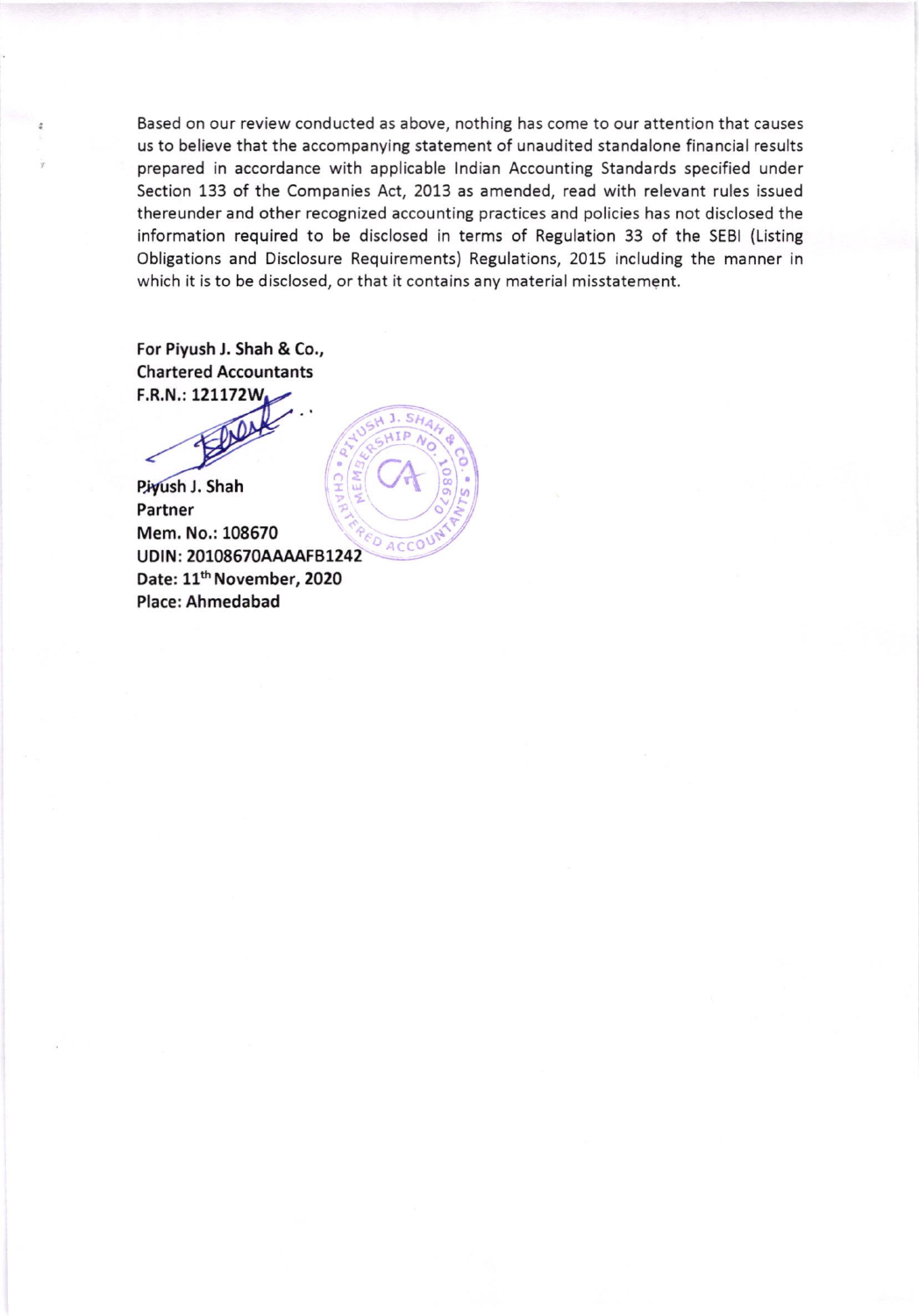Based on our review conducted as above, nothing has come to our attention that causes us to believe that the accompanying statement of unaudited standalone financial results prepared in accordance with applicable Indian Accounting Standards specified under Section 133 of the Companies Act, 2013 as amended, read with relevant rules issued thereunder and other recognized accounting practices and policies has not disclosed the information required to be disclosed in terms of Regulation 33 of the SEBI (Listing Obligations and Disclosure Requirements) Regulations, 2015 including the manner in which it is to be disclosed, or that it contains any material misstatement.

**For Piyush J. Shah & Co.,**
**Chartered Accountants**
**F.R.N.: 121172W**

**Piyush J. Shah**
**Partner**
**Mem. No.: 108670**
**UDIN: 20108670AAAAFB1242**
**Date: 11th November, 2020**
**Place: Ahmedabad**